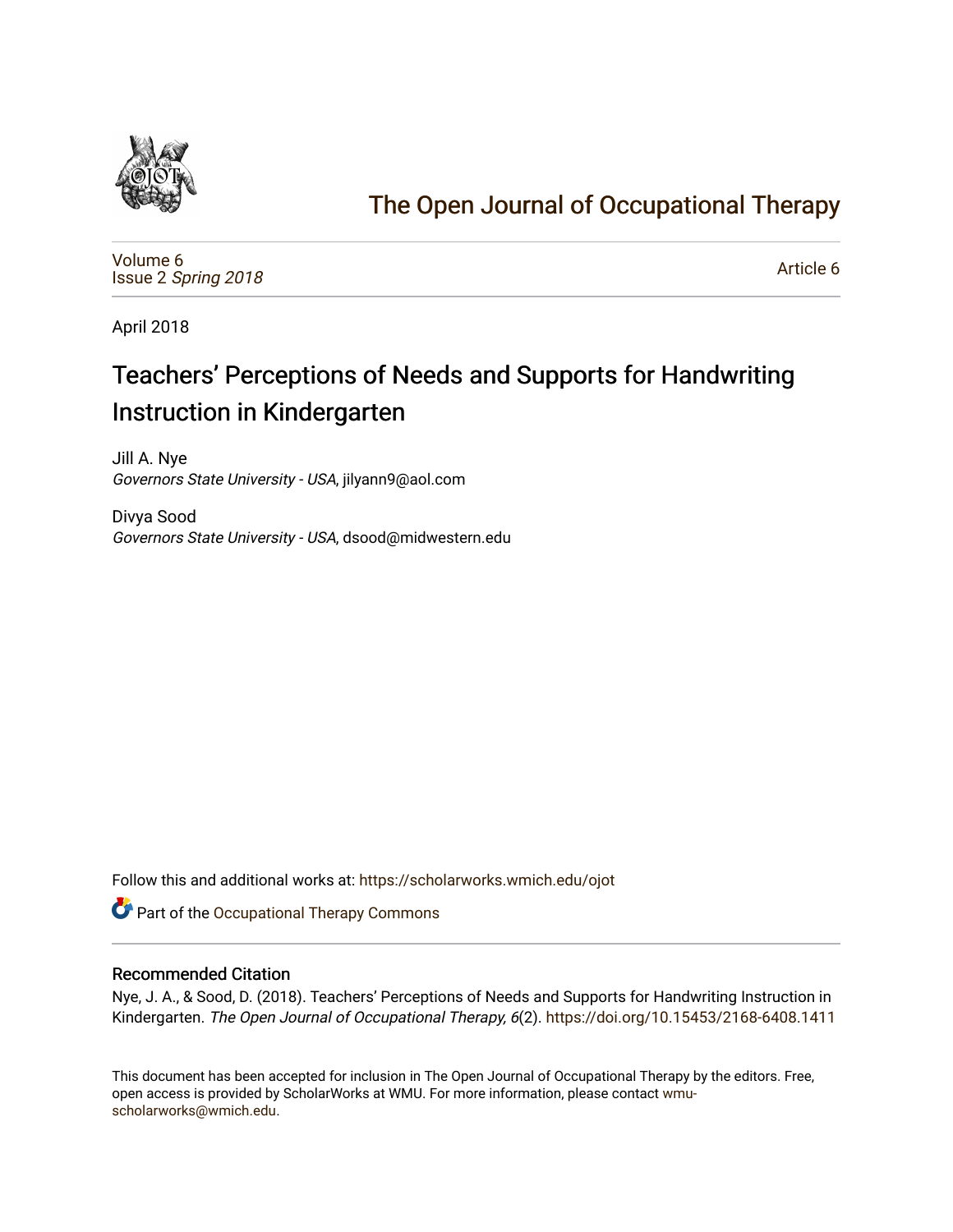# The Open Journal of Occupational Therapy

Volume 6
Issue 2 *Spring 2018*

Article 6

April 2018

# Teachers’ Perceptions of Needs and Supports for Handwriting Instruction in Kindergarten

Jill A. Nye
*Governors State University - USA*, jilyann9@aol.com

Divya Sood
*Governors State University - USA*, dsood@midwestern.edu

Follow this and additional works at: https://scholarworks.wmich.edu/ojot

Part of the Occupational Therapy Commons

## Recommended Citation

Nye, J. A., & Sood, D. (2018). Teachers’ Perceptions of Needs and Supports for Handwriting Instruction in Kindergarten. *The Open Journal of Occupational Therapy, 6*(2). https://doi.org/10.15453/2168-6408.1411

This document has been accepted for inclusion in The Open Journal of Occupational Therapy by the editors. Free, open access is provided by ScholarWorks at WMU. For more information, please contact wmu-scholarworks@wmich.edu.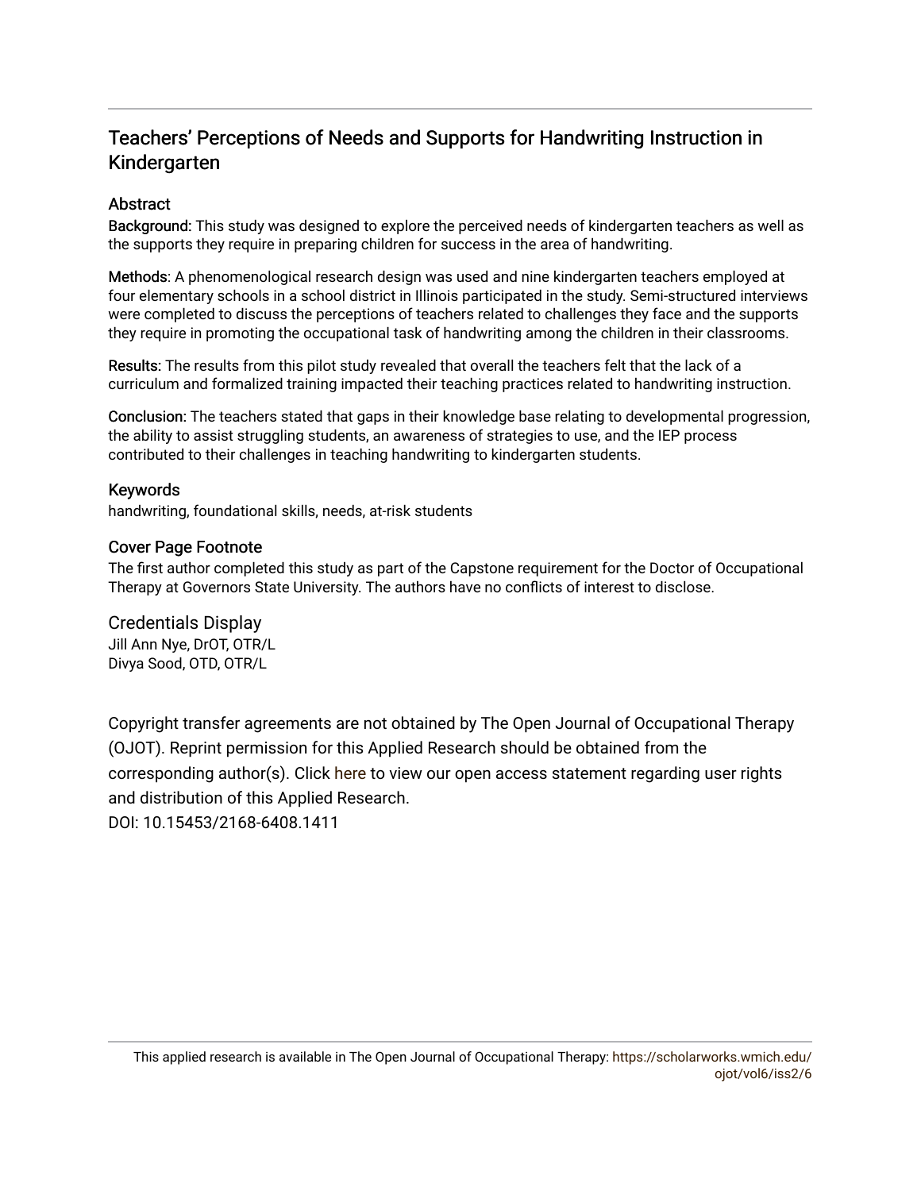# Teachers' Perceptions of Needs and Supports for Handwriting Instruction in Kindergarten

## Abstract

**Background:** This study was designed to explore the perceived needs of kindergarten teachers as well as the supports they require in preparing children for success in the area of handwriting.

**Methods**: A phenomenological research design was used and nine kindergarten teachers employed at four elementary schools in a school district in Illinois participated in the study. Semi-structured interviews were completed to discuss the perceptions of teachers related to challenges they face and the supports they require in promoting the occupational task of handwriting among the children in their classrooms.

**Results:** The results from this pilot study revealed that overall the teachers felt that the lack of a curriculum and formalized training impacted their teaching practices related to handwriting instruction.

**Conclusion:** The teachers stated that gaps in their knowledge base relating to developmental progression, the ability to assist struggling students, an awareness of strategies to use, and the IEP process contributed to their challenges in teaching handwriting to kindergarten students.

## Keywords

handwriting, foundational skills, needs, at-risk students

## Cover Page Footnote

The first author completed this study as part of the Capstone requirement for the Doctor of Occupational Therapy at Governors State University. The authors have no conflicts of interest to disclose.

## Credentials Display

Jill Ann Nye, DrOT, OTR/L
Divya Sood, OTD, OTR/L

Copyright transfer agreements are not obtained by The Open Journal of Occupational Therapy (OJOT). Reprint permission for this Applied Research should be obtained from the corresponding author(s). Click here to view our open access statement regarding user rights and distribution of this Applied Research.
DOI: 10.15453/2168-6408.1411

This applied research is available in The Open Journal of Occupational Therapy: https://scholarworks.wmich.edu/ojot/vol6/iss2/6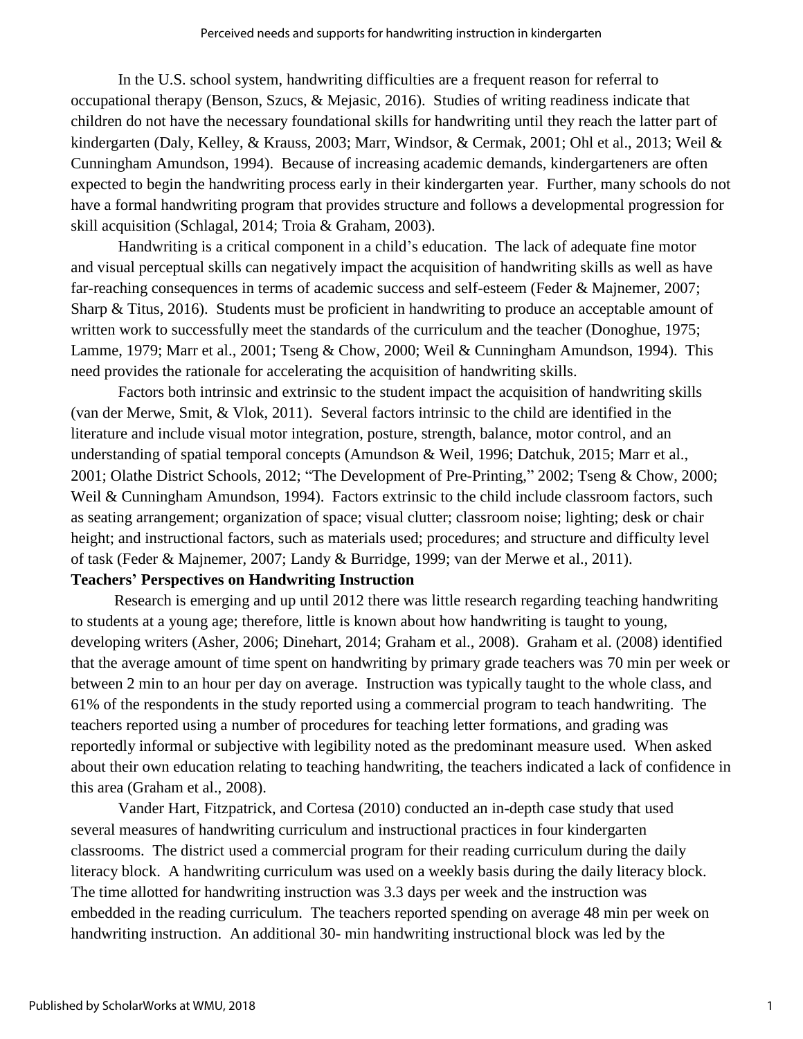In the U.S. school system, handwriting difficulties are a frequent reason for referral to occupational therapy (Benson, Szucs, & Mejasic, 2016). Studies of writing readiness indicate that children do not have the necessary foundational skills for handwriting until they reach the latter part of kindergarten (Daly, Kelley, & Krauss, 2003; Marr, Windsor, & Cermak, 2001; Ohl et al., 2013; Weil & Cunningham Amundson, 1994). Because of increasing academic demands, kindergarteners are often expected to begin the handwriting process early in their kindergarten year. Further, many schools do not have a formal handwriting program that provides structure and follows a developmental progression for skill acquisition (Schlagal, 2014; Troia & Graham, 2003).

Handwriting is a critical component in a child's education. The lack of adequate fine motor and visual perceptual skills can negatively impact the acquisition of handwriting skills as well as have far-reaching consequences in terms of academic success and self-esteem (Feder & Majnemer, 2007; Sharp & Titus, 2016). Students must be proficient in handwriting to produce an acceptable amount of written work to successfully meet the standards of the curriculum and the teacher (Donoghue, 1975; Lamme, 1979; Marr et al., 2001; Tseng & Chow, 2000; Weil & Cunningham Amundson, 1994). This need provides the rationale for accelerating the acquisition of handwriting skills.

Factors both intrinsic and extrinsic to the student impact the acquisition of handwriting skills (van der Merwe, Smit, & Vlok, 2011). Several factors intrinsic to the child are identified in the literature and include visual motor integration, posture, strength, balance, motor control, and an understanding of spatial temporal concepts (Amundson & Weil, 1996; Datchuk, 2015; Marr et al., 2001; Olathe District Schools, 2012; "The Development of Pre-Printing," 2002; Tseng & Chow, 2000; Weil & Cunningham Amundson, 1994). Factors extrinsic to the child include classroom factors, such as seating arrangement; organization of space; visual clutter; classroom noise; lighting; desk or chair height; and instructional factors, such as materials used; procedures; and structure and difficulty level of task (Feder & Majnemer, 2007; Landy & Burridge, 1999; van der Merwe et al., 2011).

**Teachers' Perspectives on Handwriting Instruction**

Research is emerging and up until 2012 there was little research regarding teaching handwriting to students at a young age; therefore, little is known about how handwriting is taught to young, developing writers (Asher, 2006; Dinehart, 2014; Graham et al., 2008). Graham et al. (2008) identified that the average amount of time spent on handwriting by primary grade teachers was 70 min per week or between 2 min to an hour per day on average. Instruction was typically taught to the whole class, and 61% of the respondents in the study reported using a commercial program to teach handwriting. The teachers reported using a number of procedures for teaching letter formations, and grading was reportedly informal or subjective with legibility noted as the predominant measure used. When asked about their own education relating to teaching handwriting, the teachers indicated a lack of confidence in this area (Graham et al., 2008).

Vander Hart, Fitzpatrick, and Cortesa (2010) conducted an in-depth case study that used several measures of handwriting curriculum and instructional practices in four kindergarten classrooms. The district used a commercial program for their reading curriculum during the daily literacy block. A handwriting curriculum was used on a weekly basis during the daily literacy block. The time allotted for handwriting instruction was 3.3 days per week and the instruction was embedded in the reading curriculum. The teachers reported spending on average 48 min per week on handwriting instruction. An additional 30- min handwriting instructional block was led by the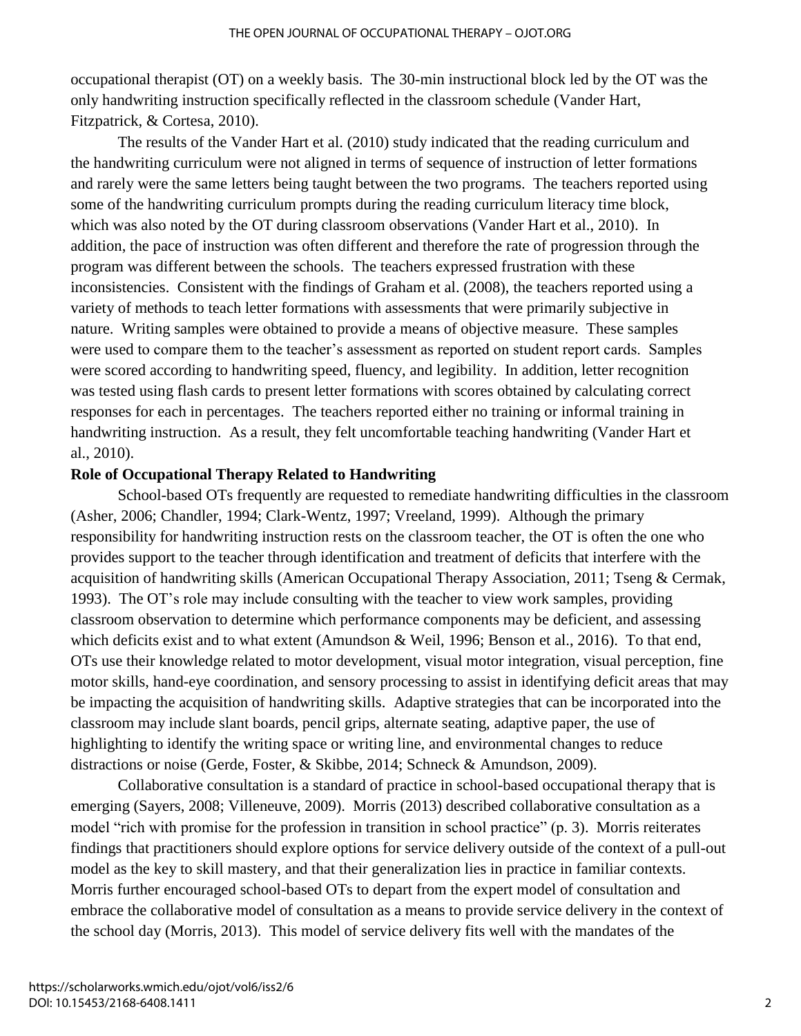occupational therapist (OT) on a weekly basis. The 30-min instructional block led by the OT was the only handwriting instruction specifically reflected in the classroom schedule (Vander Hart, Fitzpatrick, & Cortesa, 2010).

The results of the Vander Hart et al. (2010) study indicated that the reading curriculum and the handwriting curriculum were not aligned in terms of sequence of instruction of letter formations and rarely were the same letters being taught between the two programs. The teachers reported using some of the handwriting curriculum prompts during the reading curriculum literacy time block, which was also noted by the OT during classroom observations (Vander Hart et al., 2010). In addition, the pace of instruction was often different and therefore the rate of progression through the program was different between the schools. The teachers expressed frustration with these inconsistencies. Consistent with the findings of Graham et al. (2008), the teachers reported using a variety of methods to teach letter formations with assessments that were primarily subjective in nature. Writing samples were obtained to provide a means of objective measure. These samples were used to compare them to the teacher's assessment as reported on student report cards. Samples were scored according to handwriting speed, fluency, and legibility. In addition, letter recognition was tested using flash cards to present letter formations with scores obtained by calculating correct responses for each in percentages. The teachers reported either no training or informal training in handwriting instruction. As a result, they felt uncomfortable teaching handwriting (Vander Hart et al., 2010).

**Role of Occupational Therapy Related to Handwriting**

School-based OTs frequently are requested to remediate handwriting difficulties in the classroom (Asher, 2006; Chandler, 1994; Clark-Wentz, 1997; Vreeland, 1999). Although the primary responsibility for handwriting instruction rests on the classroom teacher, the OT is often the one who provides support to the teacher through identification and treatment of deficits that interfere with the acquisition of handwriting skills (American Occupational Therapy Association, 2011; Tseng & Cermak, 1993). The OT's role may include consulting with the teacher to view work samples, providing classroom observation to determine which performance components may be deficient, and assessing which deficits exist and to what extent (Amundson & Weil, 1996; Benson et al., 2016). To that end, OTs use their knowledge related to motor development, visual motor integration, visual perception, fine motor skills, hand-eye coordination, and sensory processing to assist in identifying deficit areas that may be impacting the acquisition of handwriting skills. Adaptive strategies that can be incorporated into the classroom may include slant boards, pencil grips, alternate seating, adaptive paper, the use of highlighting to identify the writing space or writing line, and environmental changes to reduce distractions or noise (Gerde, Foster, & Skibbe, 2014; Schneck & Amundson, 2009).

Collaborative consultation is a standard of practice in school-based occupational therapy that is emerging (Sayers, 2008; Villeneuve, 2009). Morris (2013) described collaborative consultation as a model "rich with promise for the profession in transition in school practice" (p. 3). Morris reiterates findings that practitioners should explore options for service delivery outside of the context of a pull-out model as the key to skill mastery, and that their generalization lies in practice in familiar contexts. Morris further encouraged school-based OTs to depart from the expert model of consultation and embrace the collaborative model of consultation as a means to provide service delivery in the context of the school day (Morris, 2013). This model of service delivery fits well with the mandates of the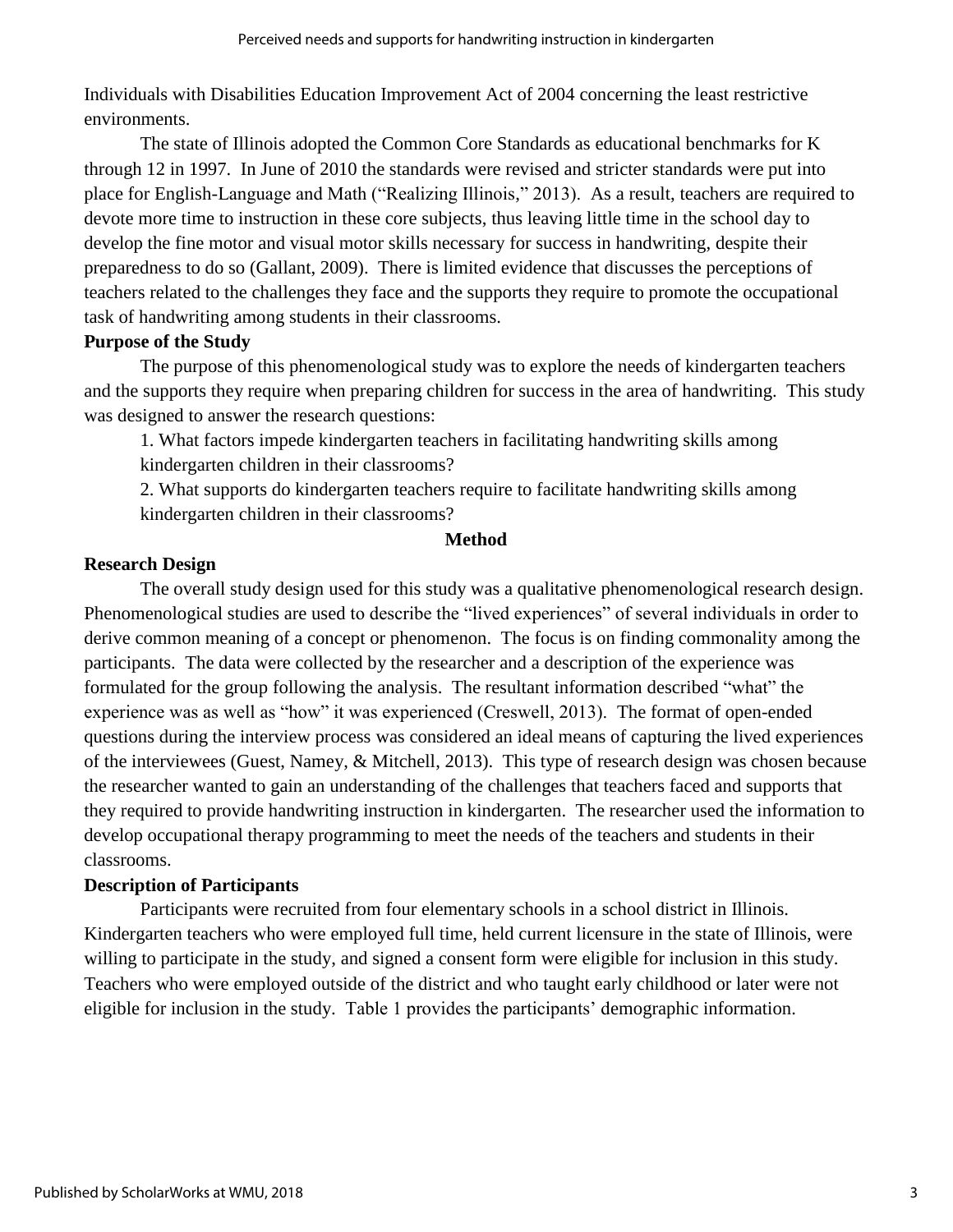Individuals with Disabilities Education Improvement Act of 2004 concerning the least restrictive environments.

The state of Illinois adopted the Common Core Standards as educational benchmarks for K through 12 in 1997. In June of 2010 the standards were revised and stricter standards were put into place for English-Language and Math ("Realizing Illinois," 2013). As a result, teachers are required to devote more time to instruction in these core subjects, thus leaving little time in the school day to develop the fine motor and visual motor skills necessary for success in handwriting, despite their preparedness to do so (Gallant, 2009). There is limited evidence that discusses the perceptions of teachers related to the challenges they face and the supports they require to promote the occupational task of handwriting among students in their classrooms.

**Purpose of the Study**

The purpose of this phenomenological study was to explore the needs of kindergarten teachers and the supports they require when preparing children for success in the area of handwriting. This study was designed to answer the research questions:

1. What factors impede kindergarten teachers in facilitating handwriting skills among kindergarten children in their classrooms?
2. What supports do kindergarten teachers require to facilitate handwriting skills among kindergarten children in their classrooms?

## Method

**Research Design**

The overall study design used for this study was a qualitative phenomenological research design. Phenomenological studies are used to describe the "lived experiences" of several individuals in order to derive common meaning of a concept or phenomenon. The focus is on finding commonality among the participants. The data were collected by the researcher and a description of the experience was formulated for the group following the analysis. The resultant information described "what" the experience was as well as "how" it was experienced (Creswell, 2013). The format of open-ended questions during the interview process was considered an ideal means of capturing the lived experiences of the interviewees (Guest, Namey, & Mitchell, 2013). This type of research design was chosen because the researcher wanted to gain an understanding of the challenges that teachers faced and supports that they required to provide handwriting instruction in kindergarten. The researcher used the information to develop occupational therapy programming to meet the needs of the teachers and students in their classrooms.

**Description of Participants**

Participants were recruited from four elementary schools in a school district in Illinois. Kindergarten teachers who were employed full time, held current licensure in the state of Illinois, were willing to participate in the study, and signed a consent form were eligible for inclusion in this study. Teachers who were employed outside of the district and who taught early childhood or later were not eligible for inclusion in the study. Table 1 provides the participants' demographic information.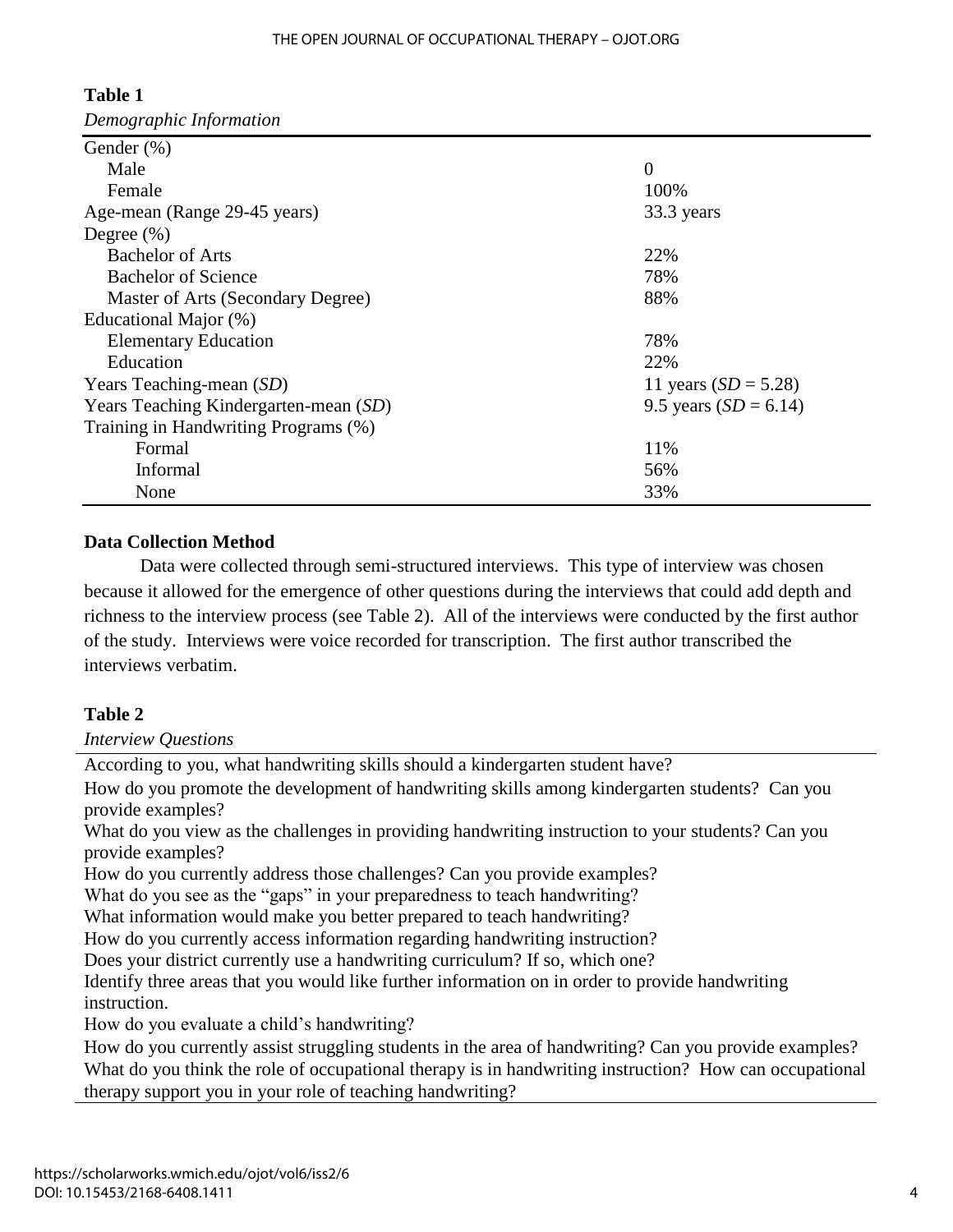**Table 1**

*Demographic Information*

| | |
|---|---|
| Gender (%) | |
| Male | 0 |
| Female | 100% |
| Age-mean (Range 29-45 years) | 33.3 years |
| Degree (%) | |
| Bachelor of Arts | 22% |
| Bachelor of Science | 78% |
| Master of Arts (Secondary Degree) | 88% |
| Educational Major (%) | |
| Elementary Education | 78% |
| Education | 22% |
| Years Teaching-mean (*SD*) | 11 years (*SD* = 5.28) |
| Years Teaching Kindergarten-mean (*SD*) | 9.5 years (*SD* = 6.14) |
| Training in Handwriting Programs (%) | |
| Formal | 11% |
| Informal | 56% |
| None | 33% |

**Data Collection Method**

Data were collected through semi-structured interviews. This type of interview was chosen because it allowed for the emergence of other questions during the interviews that could add depth and richness to the interview process (see Table 2). All of the interviews were conducted by the first author of the study. Interviews were voice recorded for transcription. The first author transcribed the interviews verbatim.

**Table 2**

*Interview Questions*

| |
|---|
| According to you, what handwriting skills should a kindergarten student have? |
| How do you promote the development of handwriting skills among kindergarten students? Can you provide examples? |
| What do you view as the challenges in providing handwriting instruction to your students? Can you provide examples? |
| How do you currently address those challenges? Can you provide examples? |
| What do you see as the "gaps" in your preparedness to teach handwriting? |
| What information would make you better prepared to teach handwriting? |
| How do you currently access information regarding handwriting instruction? |
| Does your district currently use a handwriting curriculum? If so, which one? |
| Identify three areas that you would like further information on in order to provide handwriting instruction. |
| How do you evaluate a child's handwriting? |
| How do you currently assist struggling students in the area of handwriting? Can you provide examples? |
| What do you think the role of occupational therapy is in handwriting instruction? How can occupational therapy support you in your role of teaching handwriting? |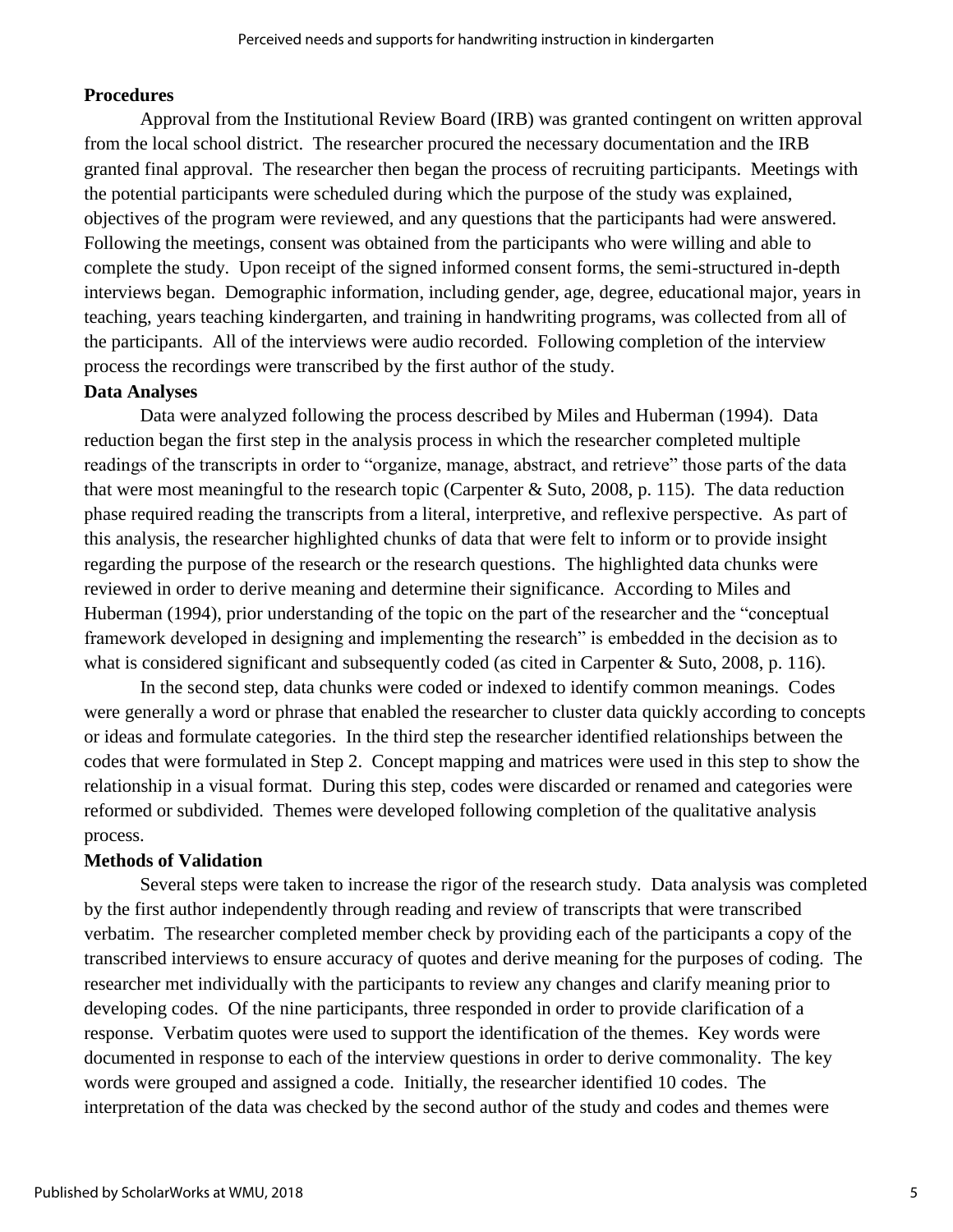### Procedures

Approval from the Institutional Review Board (IRB) was granted contingent on written approval from the local school district. The researcher procured the necessary documentation and the IRB granted final approval. The researcher then began the process of recruiting participants. Meetings with the potential participants were scheduled during which the purpose of the study was explained, objectives of the program were reviewed, and any questions that the participants had were answered. Following the meetings, consent was obtained from the participants who were willing and able to complete the study. Upon receipt of the signed informed consent forms, the semi-structured in-depth interviews began. Demographic information, including gender, age, degree, educational major, years in teaching, years teaching kindergarten, and training in handwriting programs, was collected from all of the participants. All of the interviews were audio recorded. Following completion of the interview process the recordings were transcribed by the first author of the study.

### Data Analyses

Data were analyzed following the process described by Miles and Huberman (1994). Data reduction began the first step in the analysis process in which the researcher completed multiple readings of the transcripts in order to "organize, manage, abstract, and retrieve" those parts of the data that were most meaningful to the research topic (Carpenter & Suto, 2008, p. 115). The data reduction phase required reading the transcripts from a literal, interpretive, and reflexive perspective. As part of this analysis, the researcher highlighted chunks of data that were felt to inform or to provide insight regarding the purpose of the research or the research questions. The highlighted data chunks were reviewed in order to derive meaning and determine their significance. According to Miles and Huberman (1994), prior understanding of the topic on the part of the researcher and the "conceptual framework developed in designing and implementing the research" is embedded in the decision as to what is considered significant and subsequently coded (as cited in Carpenter & Suto, 2008, p. 116).

In the second step, data chunks were coded or indexed to identify common meanings. Codes were generally a word or phrase that enabled the researcher to cluster data quickly according to concepts or ideas and formulate categories. In the third step the researcher identified relationships between the codes that were formulated in Step 2. Concept mapping and matrices were used in this step to show the relationship in a visual format. During this step, codes were discarded or renamed and categories were reformed or subdivided. Themes were developed following completion of the qualitative analysis process.

### Methods of Validation

Several steps were taken to increase the rigor of the research study. Data analysis was completed by the first author independently through reading and review of transcripts that were transcribed verbatim. The researcher completed member check by providing each of the participants a copy of the transcribed interviews to ensure accuracy of quotes and derive meaning for the purposes of coding. The researcher met individually with the participants to review any changes and clarify meaning prior to developing codes. Of the nine participants, three responded in order to provide clarification of a response. Verbatim quotes were used to support the identification of the themes. Key words were documented in response to each of the interview questions in order to derive commonality. The key words were grouped and assigned a code. Initially, the researcher identified 10 codes. The interpretation of the data was checked by the second author of the study and codes and themes were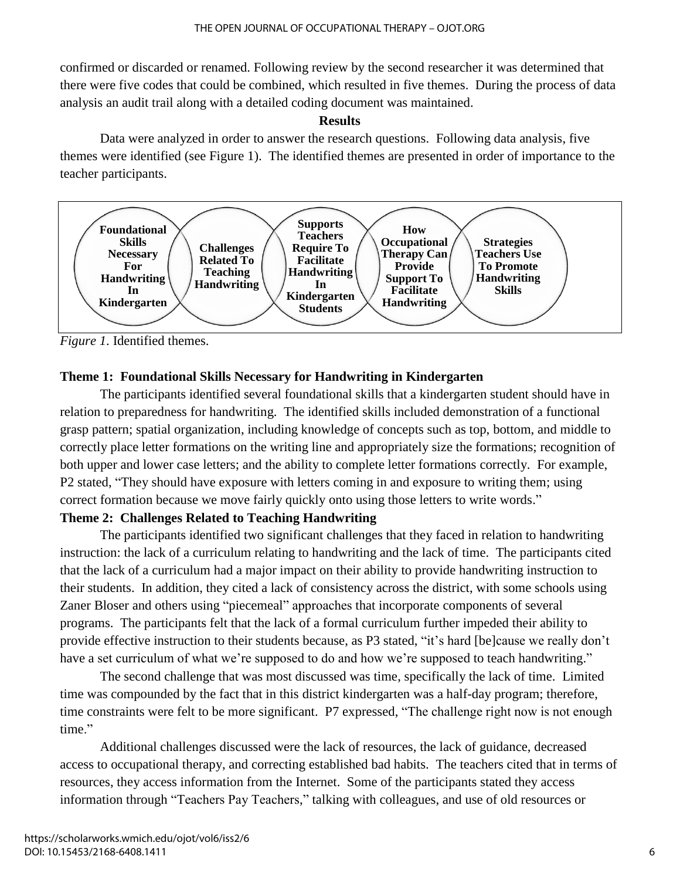confirmed or discarded or renamed. Following review by the second researcher it was determined that there were five codes that could be combined, which resulted in five themes. During the process of data analysis an audit trail along with a detailed coding document was maintained.

## Results

Data were analyzed in order to answer the research questions. Following data analysis, five themes were identified (see Figure 1). The identified themes are presented in order of importance to the teacher participants.

**Foundational Skills Necessary For Handwriting In Kindergarten** | **Challenges Related To Teaching Handwriting** | **Supports Teachers Require To Facilitate Handwriting In Kindergarten Students** | **How Occupational Therapy Can Provide Support To Facilitate Handwriting** | **Strategies Teachers Use To Promote Handwriting Skills**

*Figure 1*. Identified themes.

### Theme 1: Foundational Skills Necessary for Handwriting in Kindergarten

The participants identified several foundational skills that a kindergarten student should have in relation to preparedness for handwriting. The identified skills included demonstration of a functional grasp pattern; spatial organization, including knowledge of concepts such as top, bottom, and middle to correctly place letter formations on the writing line and appropriately size the formations; recognition of both upper and lower case letters; and the ability to complete letter formations correctly. For example, P2 stated, "They should have exposure with letters coming in and exposure to writing them; using correct formation because we move fairly quickly onto using those letters to write words."

### Theme 2: Challenges Related to Teaching Handwriting

The participants identified two significant challenges that they faced in relation to handwriting instruction: the lack of a curriculum relating to handwriting and the lack of time. The participants cited that the lack of a curriculum had a major impact on their ability to provide handwriting instruction to their students. In addition, they cited a lack of consistency across the district, with some schools using Zaner Bloser and others using "piecemeal" approaches that incorporate components of several programs. The participants felt that the lack of a formal curriculum further impeded their ability to provide effective instruction to their students because, as P3 stated, "it's hard [be]cause we really don't have a set curriculum of what we're supposed to do and how we're supposed to teach handwriting."

The second challenge that was most discussed was time, specifically the lack of time. Limited time was compounded by the fact that in this district kindergarten was a half-day program; therefore, time constraints were felt to be more significant. P7 expressed, "The challenge right now is not enough time."

Additional challenges discussed were the lack of resources, the lack of guidance, decreased access to occupational therapy, and correcting established bad habits. The teachers cited that in terms of resources, they access information from the Internet. Some of the participants stated they access information through "Teachers Pay Teachers," talking with colleagues, and use of old resources or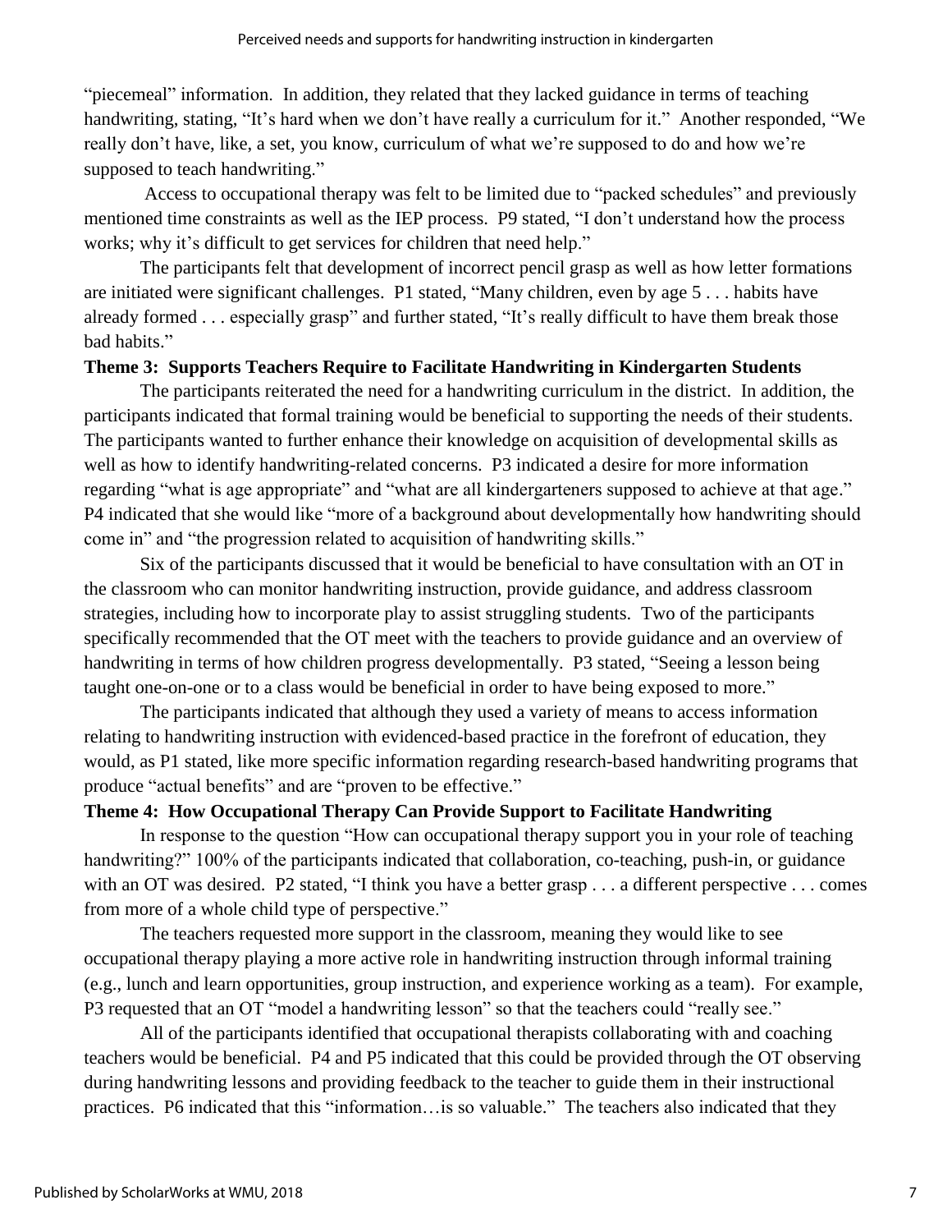"piecemeal" information. In addition, they related that they lacked guidance in terms of teaching handwriting, stating, "It's hard when we don't have really a curriculum for it." Another responded, "We really don't have, like, a set, you know, curriculum of what we're supposed to do and how we're supposed to teach handwriting."

Access to occupational therapy was felt to be limited due to "packed schedules" and previously mentioned time constraints as well as the IEP process. P9 stated, "I don't understand how the process works; why it's difficult to get services for children that need help."

The participants felt that development of incorrect pencil grasp as well as how letter formations are initiated were significant challenges. P1 stated, "Many children, even by age 5 . . . habits have already formed . . . especially grasp" and further stated, "It's really difficult to have them break those bad habits."

**Theme 3: Supports Teachers Require to Facilitate Handwriting in Kindergarten Students**

The participants reiterated the need for a handwriting curriculum in the district. In addition, the participants indicated that formal training would be beneficial to supporting the needs of their students. The participants wanted to further enhance their knowledge on acquisition of developmental skills as well as how to identify handwriting-related concerns. P3 indicated a desire for more information regarding "what is age appropriate" and "what are all kindergarteners supposed to achieve at that age." P4 indicated that she would like "more of a background about developmentally how handwriting should come in" and "the progression related to acquisition of handwriting skills."

Six of the participants discussed that it would be beneficial to have consultation with an OT in the classroom who can monitor handwriting instruction, provide guidance, and address classroom strategies, including how to incorporate play to assist struggling students. Two of the participants specifically recommended that the OT meet with the teachers to provide guidance and an overview of handwriting in terms of how children progress developmentally. P3 stated, "Seeing a lesson being taught one-on-one or to a class would be beneficial in order to have being exposed to more."

The participants indicated that although they used a variety of means to access information relating to handwriting instruction with evidenced-based practice in the forefront of education, they would, as P1 stated, like more specific information regarding research-based handwriting programs that produce "actual benefits" and are "proven to be effective."

**Theme 4: How Occupational Therapy Can Provide Support to Facilitate Handwriting**

In response to the question "How can occupational therapy support you in your role of teaching handwriting?" 100% of the participants indicated that collaboration, co-teaching, push-in, or guidance with an OT was desired. P2 stated, "I think you have a better grasp . . . a different perspective . . . comes from more of a whole child type of perspective."

The teachers requested more support in the classroom, meaning they would like to see occupational therapy playing a more active role in handwriting instruction through informal training (e.g., lunch and learn opportunities, group instruction, and experience working as a team). For example, P3 requested that an OT "model a handwriting lesson" so that the teachers could "really see."

All of the participants identified that occupational therapists collaborating with and coaching teachers would be beneficial. P4 and P5 indicated that this could be provided through the OT observing during handwriting lessons and providing feedback to the teacher to guide them in their instructional practices. P6 indicated that this "information…is so valuable." The teachers also indicated that they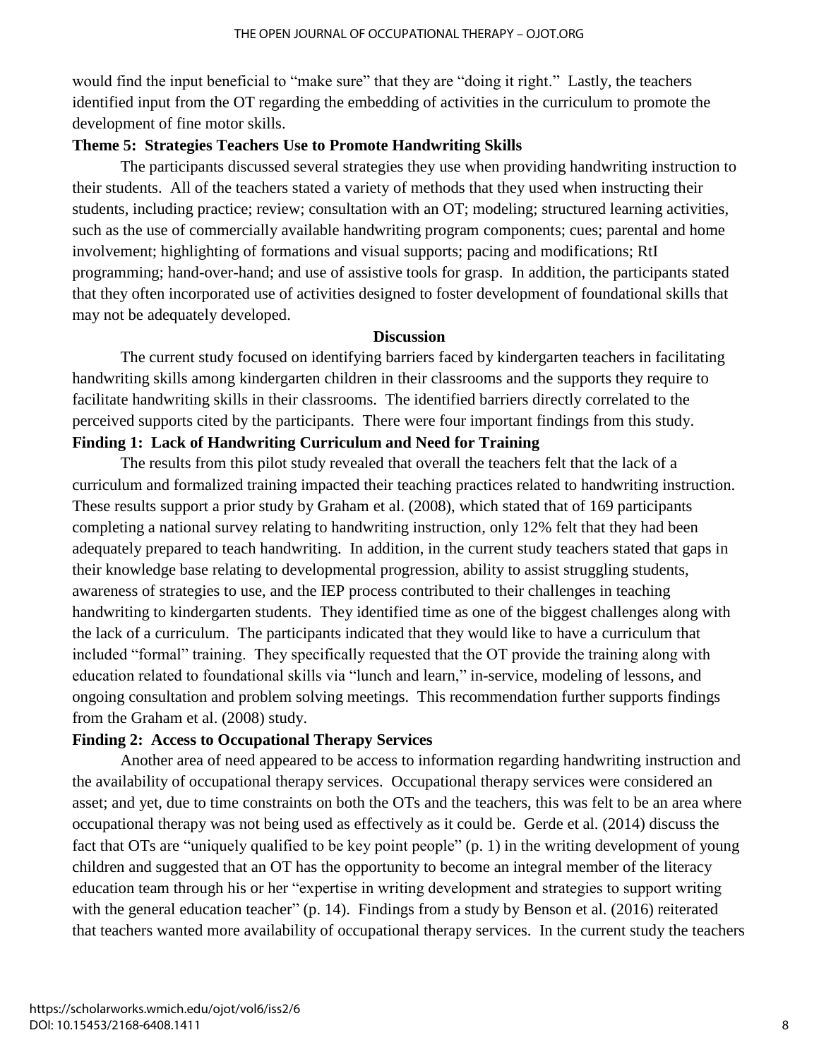would find the input beneficial to "make sure" that they are "doing it right." Lastly, the teachers identified input from the OT regarding the embedding of activities in the curriculum to promote the development of fine motor skills.

### Theme 5: Strategies Teachers Use to Promote Handwriting Skills

The participants discussed several strategies they use when providing handwriting instruction to their students. All of the teachers stated a variety of methods that they used when instructing their students, including practice; review; consultation with an OT; modeling; structured learning activities, such as the use of commercially available handwriting program components; cues; parental and home involvement; highlighting of formations and visual supports; pacing and modifications; RtI programming; hand-over-hand; and use of assistive tools for grasp. In addition, the participants stated that they often incorporated use of activities designed to foster development of foundational skills that may not be adequately developed.

## Discussion

The current study focused on identifying barriers faced by kindergarten teachers in facilitating handwriting skills among kindergarten children in their classrooms and the supports they require to facilitate handwriting skills in their classrooms. The identified barriers directly correlated to the perceived supports cited by the participants. There were four important findings from this study.

### Finding 1: Lack of Handwriting Curriculum and Need for Training

The results from this pilot study revealed that overall the teachers felt that the lack of a curriculum and formalized training impacted their teaching practices related to handwriting instruction. These results support a prior study by Graham et al. (2008), which stated that of 169 participants completing a national survey relating to handwriting instruction, only 12% felt that they had been adequately prepared to teach handwriting. In addition, in the current study teachers stated that gaps in their knowledge base relating to developmental progression, ability to assist struggling students, awareness of strategies to use, and the IEP process contributed to their challenges in teaching handwriting to kindergarten students. They identified time as one of the biggest challenges along with the lack of a curriculum. The participants indicated that they would like to have a curriculum that included "formal" training. They specifically requested that the OT provide the training along with education related to foundational skills via "lunch and learn," in-service, modeling of lessons, and ongoing consultation and problem solving meetings. This recommendation further supports findings from the Graham et al. (2008) study.

### Finding 2: Access to Occupational Therapy Services

Another area of need appeared to be access to information regarding handwriting instruction and the availability of occupational therapy services. Occupational therapy services were considered an asset; and yet, due to time constraints on both the OTs and the teachers, this was felt to be an area where occupational therapy was not being used as effectively as it could be. Gerde et al. (2014) discuss the fact that OTs are "uniquely qualified to be key point people" (p. 1) in the writing development of young children and suggested that an OT has the opportunity to become an integral member of the literacy education team through his or her "expertise in writing development and strategies to support writing with the general education teacher" (p. 14). Findings from a study by Benson et al. (2016) reiterated that teachers wanted more availability of occupational therapy services. In the current study the teachers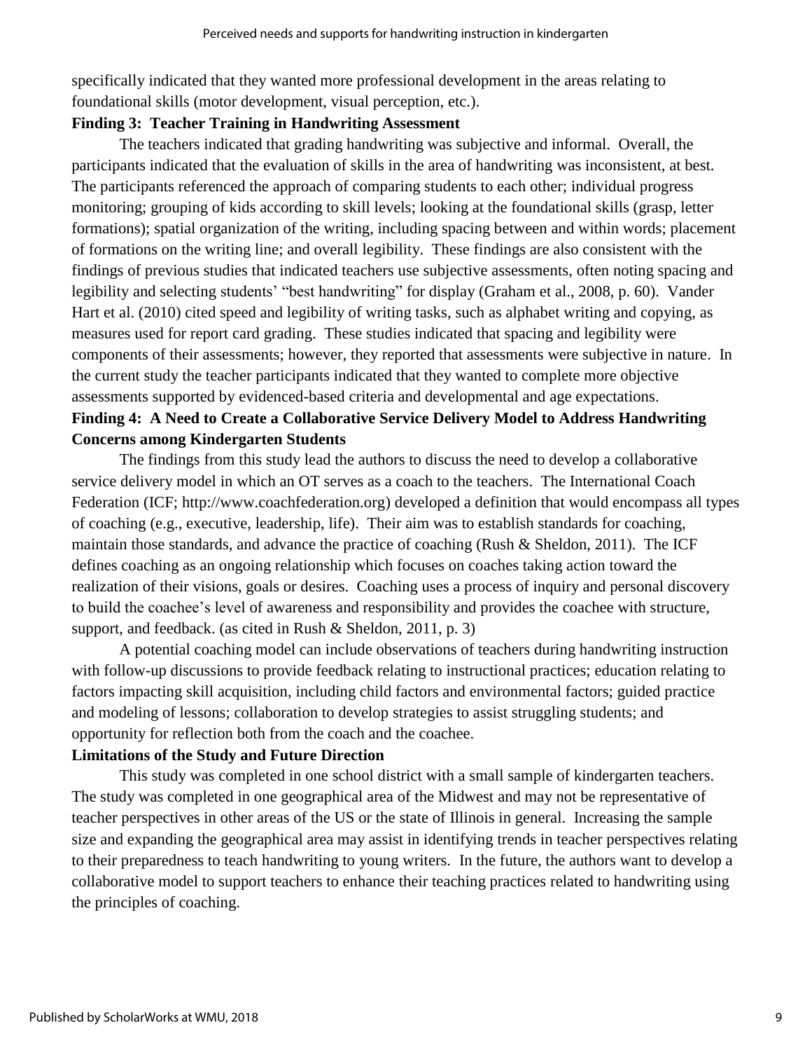specifically indicated that they wanted more professional development in the areas relating to foundational skills (motor development, visual perception, etc.).

**Finding 3: Teacher Training in Handwriting Assessment**

The teachers indicated that grading handwriting was subjective and informal. Overall, the participants indicated that the evaluation of skills in the area of handwriting was inconsistent, at best. The participants referenced the approach of comparing students to each other; individual progress monitoring; grouping of kids according to skill levels; looking at the foundational skills (grasp, letter formations); spatial organization of the writing, including spacing between and within words; placement of formations on the writing line; and overall legibility. These findings are also consistent with the findings of previous studies that indicated teachers use subjective assessments, often noting spacing and legibility and selecting students' "best handwriting" for display (Graham et al., 2008, p. 60). Vander Hart et al. (2010) cited speed and legibility of writing tasks, such as alphabet writing and copying, as measures used for report card grading. These studies indicated that spacing and legibility were components of their assessments; however, they reported that assessments were subjective in nature. In the current study the teacher participants indicated that they wanted to complete more objective assessments supported by evidenced-based criteria and developmental and age expectations.

**Finding 4: A Need to Create a Collaborative Service Delivery Model to Address Handwriting Concerns among Kindergarten Students**

The findings from this study lead the authors to discuss the need to develop a collaborative service delivery model in which an OT serves as a coach to the teachers. The International Coach Federation (ICF; http://www.coachfederation.org) developed a definition that would encompass all types of coaching (e.g., executive, leadership, life). Their aim was to establish standards for coaching, maintain those standards, and advance the practice of coaching (Rush & Sheldon, 2011). The ICF defines coaching as an ongoing relationship which focuses on coaches taking action toward the realization of their visions, goals or desires. Coaching uses a process of inquiry and personal discovery to build the coachee's level of awareness and responsibility and provides the coachee with structure, support, and feedback. (as cited in Rush & Sheldon, 2011, p. 3)

A potential coaching model can include observations of teachers during handwriting instruction with follow-up discussions to provide feedback relating to instructional practices; education relating to factors impacting skill acquisition, including child factors and environmental factors; guided practice and modeling of lessons; collaboration to develop strategies to assist struggling students; and opportunity for reflection both from the coach and the coachee.

**Limitations of the Study and Future Direction**

This study was completed in one school district with a small sample of kindergarten teachers. The study was completed in one geographical area of the Midwest and may not be representative of teacher perspectives in other areas of the US or the state of Illinois in general. Increasing the sample size and expanding the geographical area may assist in identifying trends in teacher perspectives relating to their preparedness to teach handwriting to young writers. In the future, the authors want to develop a collaborative model to support teachers to enhance their teaching practices related to handwriting using the principles of coaching.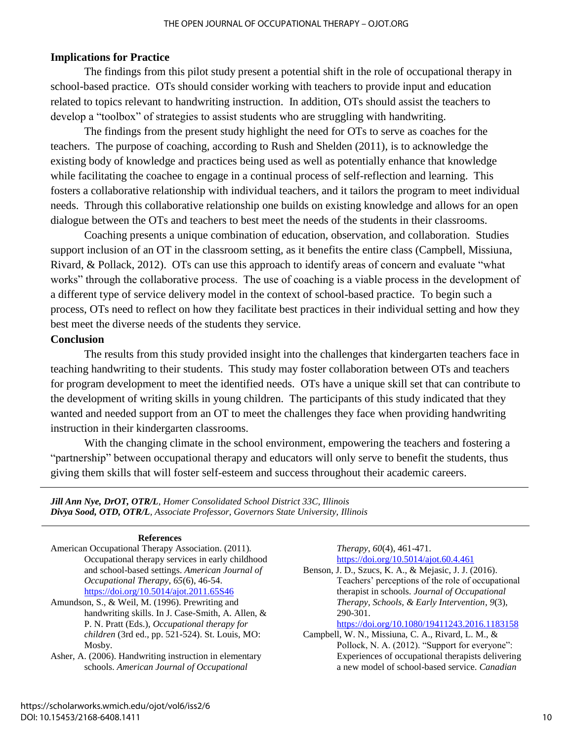## Implications for Practice

The findings from this pilot study present a potential shift in the role of occupational therapy in school-based practice. OTs should consider working with teachers to provide input and education related to topics relevant to handwriting instruction. In addition, OTs should assist the teachers to develop a "toolbox" of strategies to assist students who are struggling with handwriting.

The findings from the present study highlight the need for OTs to serve as coaches for the teachers. The purpose of coaching, according to Rush and Shelden (2011), is to acknowledge the existing body of knowledge and practices being used as well as potentially enhance that knowledge while facilitating the coachee to engage in a continual process of self-reflection and learning. This fosters a collaborative relationship with individual teachers, and it tailors the program to meet individual needs. Through this collaborative relationship one builds on existing knowledge and allows for an open dialogue between the OTs and teachers to best meet the needs of the students in their classrooms.

Coaching presents a unique combination of education, observation, and collaboration. Studies support inclusion of an OT in the classroom setting, as it benefits the entire class (Campbell, Missiuna, Rivard, & Pollack, 2012). OTs can use this approach to identify areas of concern and evaluate "what works" through the collaborative process. The use of coaching is a viable process in the development of a different type of service delivery model in the context of school-based practice. To begin such a process, OTs need to reflect on how they facilitate best practices in their individual setting and how they best meet the diverse needs of the students they service.

## Conclusion

The results from this study provided insight into the challenges that kindergarten teachers face in teaching handwriting to their students. This study may foster collaboration between OTs and teachers for program development to meet the identified needs. OTs have a unique skill set that can contribute to the development of writing skills in young children. The participants of this study indicated that they wanted and needed support from an OT to meet the challenges they face when providing handwriting instruction in their kindergarten classrooms.

With the changing climate in the school environment, empowering the teachers and fostering a "partnership" between occupational therapy and educators will only serve to benefit the students, thus giving them skills that will foster self-esteem and success throughout their academic careers.

---

***Jill Ann Nye, DrOT, OTR/L**, Homer Consolidated School District 33C, Illinois*
***Divya Sood, OTD, OTR/L**, Associate Professor, Governors State University, Illinois*

---

### References

American Occupational Therapy Association. (2011). Occupational therapy services in early childhood and school-based settings. *American Journal of Occupational Therapy*, *65*(6), 46-54. https://doi.org/10.5014/ajot.2011.65S46

Amundson, S., & Weil, M. (1996). Prewriting and handwriting skills. In J. Case-Smith, A. Allen, & P. N. Pratt (Eds.), *Occupational therapy for children* (3rd ed., pp. 521-524). St. Louis, MO: Mosby.

Asher, A. (2006). Handwriting instruction in elementary schools. *American Journal of Occupational Therapy*, *60*(4), 461-471. https://doi.org/10.5014/ajot.60.4.461

Benson, J. D., Szucs, K. A., & Mejasic, J. J. (2016). Teachers' perceptions of the role of occupational therapist in schools. *Journal of Occupational Therapy, Schools, & Early Intervention*, *9*(3), 290-301. https://doi.org/10.1080/19411243.2016.1183158

Campbell, W. N., Missiuna, C. A., Rivard, L. M., & Pollock, N. A. (2012). "Support for everyone": Experiences of occupational therapists delivering a new model of school-based service. *Canadian*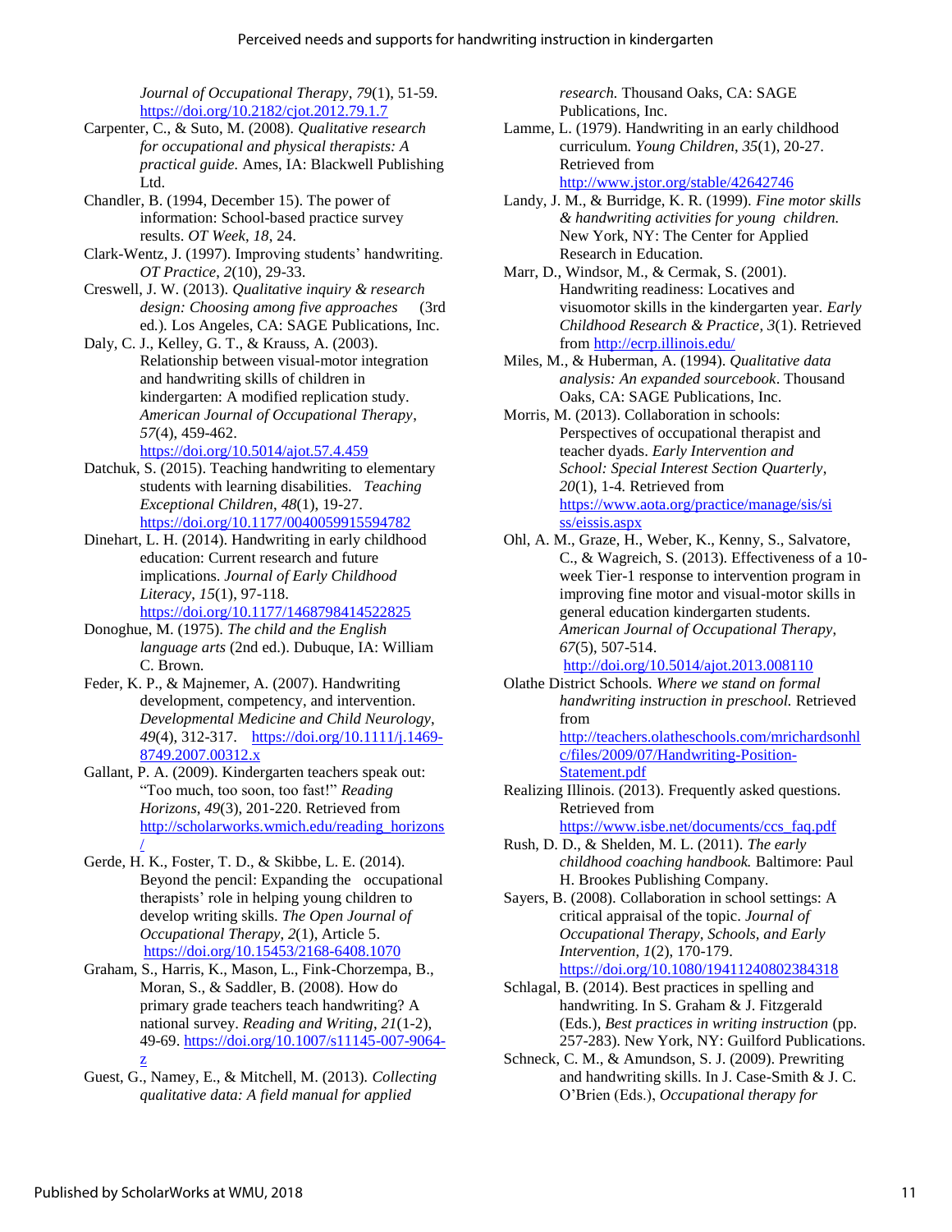*Journal of Occupational Therapy*, *79*(1), 51-59. https://doi.org/10.2182/cjot.2012.79.1.7

Carpenter, C., & Suto, M. (2008). *Qualitative research for occupational and physical therapists: A practical guide.* Ames, IA: Blackwell Publishing Ltd.

Chandler, B. (1994, December 15). The power of information: School-based practice survey results. *OT Week*, *18*, 24.

Clark-Wentz, J. (1997). Improving students' handwriting. *OT Practice*, *2*(10), 29-33.

Creswell, J. W. (2013). *Qualitative inquiry & research design: Choosing among five approaches* (3rd ed.). Los Angeles, CA: SAGE Publications, Inc.

Daly, C. J., Kelley, G. T., & Krauss, A. (2003). Relationship between visual-motor integration and handwriting skills of children in kindergarten: A modified replication study. *American Journal of Occupational Therapy*, *57*(4), 459-462. https://doi.org/10.5014/ajot.57.4.459

Datchuk, S. (2015). Teaching handwriting to elementary students with learning disabilities. *Teaching Exceptional Children*, *48*(1), 19-27. https://doi.org/10.1177/0040059915594782

Dinehart, L. H. (2014). Handwriting in early childhood education: Current research and future implications. *Journal of Early Childhood Literacy*, *15*(1), 97-118. https://doi.org/10.1177/1468798414522825

Donoghue, M. (1975). *The child and the English language arts* (2nd ed.). Dubuque, IA: William C. Brown.

Feder, K. P., & Majnemer, A. (2007). Handwriting development, competency, and intervention. *Developmental Medicine and Child Neurology*, *49*(4), 312-317. https://doi.org/10.1111/j.1469-8749.2007.00312.x

Gallant, P. A. (2009). Kindergarten teachers speak out: "Too much, too soon, too fast!" *Reading Horizons*, *49*(3), 201-220. Retrieved from http://scholarworks.wmich.edu/reading_horizons/

Gerde, H. K., Foster, T. D., & Skibbe, L. E. (2014). Beyond the pencil: Expanding the occupational therapists' role in helping young children to develop writing skills. *The Open Journal of Occupational Therapy*, *2*(1), Article 5. https://doi.org/10.15453/2168-6408.1070

Graham, S., Harris, K., Mason, L., Fink-Chorzempa, B., Moran, S., & Saddler, B. (2008). How do primary grade teachers teach handwriting? A national survey. *Reading and Writing*, *21*(1-2), 49-69. https://doi.org/10.1007/s11145-007-9064-z

Guest, G., Namey, E., & Mitchell, M. (2013). *Collecting qualitative data: A field manual for applied research.* Thousand Oaks, CA: SAGE Publications, Inc.

Lamme, L. (1979). Handwriting in an early childhood curriculum. *Young Children*, *35*(1), 20-27. Retrieved from http://www.jstor.org/stable/42642746

Landy, J. M., & Burridge, K. R. (1999). *Fine motor skills & handwriting activities for young children.* New York, NY: The Center for Applied Research in Education.

Marr, D., Windsor, M., & Cermak, S. (2001). Handwriting readiness: Locatives and visuomotor skills in the kindergarten year. *Early Childhood Research & Practice*, *3*(1). Retrieved from http://ecrp.illinois.edu/

Miles, M., & Huberman, A. (1994). *Qualitative data analysis: An expanded sourcebook*. Thousand Oaks, CA: SAGE Publications, Inc.

Morris, M. (2013). Collaboration in schools: Perspectives of occupational therapist and teacher dyads. *Early Intervention and School: Special Interest Section Quarterly*, *20*(1), 1-4. Retrieved from https://www.aota.org/practice/manage/sis/siss/eissis.aspx

Ohl, A. M., Graze, H., Weber, K., Kenny, S., Salvatore, C., & Wagreich, S. (2013). Effectiveness of a 10-week Tier-1 response to intervention program in improving fine motor and visual-motor skills in general education kindergarten students. *American Journal of Occupational Therapy*, *67*(5), 507-514. http://doi.org/10.5014/ajot.2013.008110

Olathe District Schools. *Where we stand on formal handwriting instruction in preschool.* Retrieved from http://teachers.olatheschools.com/mrichardsonhlc/files/2009/07/Handwriting-Position-Statement.pdf

Realizing Illinois. (2013). Frequently asked questions. Retrieved from https://www.isbe.net/documents/ccs_faq.pdf

Rush, D. D., & Shelden, M. L. (2011). *The early childhood coaching handbook.* Baltimore: Paul H. Brookes Publishing Company.

Sayers, B. (2008). Collaboration in school settings: A critical appraisal of the topic. *Journal of Occupational Therapy, Schools, and Early Intervention*, *1*(2), 170-179. https://doi.org/10.1080/19411240802384318

Schlagal, B. (2014). Best practices in spelling and handwriting. In S. Graham & J. Fitzgerald (Eds.), *Best practices in writing instruction* (pp. 257-283). New York, NY: Guilford Publications.

Schneck, C. M., & Amundson, S. J. (2009). Prewriting and handwriting skills. In J. Case-Smith & J. C. O'Brien (Eds.), *Occupational therapy for*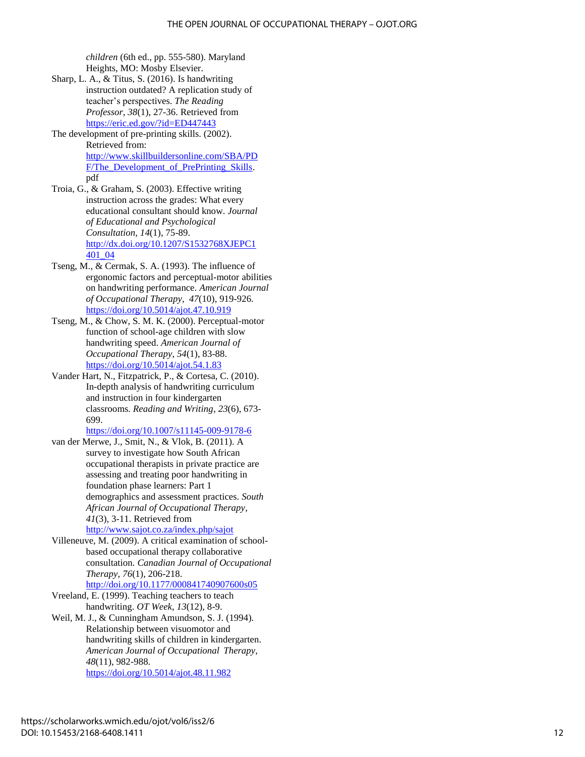children (6th ed., pp. 555-580). Maryland Heights, MO: Mosby Elsevier.

Sharp, L. A., & Titus, S. (2016). Is handwriting instruction outdated? A replication study of teacher's perspectives. *The Reading Professor*, *38*(1), 27-36. Retrieved from https://eric.ed.gov/?id=ED447443

The development of pre-printing skills. (2002). Retrieved from: http://www.skillbuildersonline.com/SBA/PDF/The_Development_of_PrePrinting_Skills.pdf

Troia, G., & Graham, S. (2003). Effective writing instruction across the grades: What every educational consultant should know. *Journal of Educational and Psychological Consultation*, *14*(1), 75-89. http://dx.doi.org/10.1207/S1532768XJEPC1401_04

Tseng, M., & Cermak, S. A. (1993). The influence of ergonomic factors and perceptual-motor abilities on handwriting performance. *American Journal of Occupational Therapy*, *47*(10), 919-926. https://doi.org/10.5014/ajot.47.10.919

Tseng, M., & Chow, S. M. K. (2000). Perceptual-motor function of school-age children with slow handwriting speed. *American Journal of Occupational Therapy*, *54*(1), 83-88. https://doi.org/10.5014/ajot.54.1.83

Vander Hart, N., Fitzpatrick, P., & Cortesa, C. (2010). In-depth analysis of handwriting curriculum and instruction in four kindergarten classrooms. *Reading and Writing*, *23*(6), 673-699. https://doi.org/10.1007/s11145-009-9178-6

van der Merwe, J., Smit, N., & Vlok, B. (2011). A survey to investigate how South African occupational therapists in private practice are assessing and treating poor handwriting in foundation phase learners: Part 1 demographics and assessment practices. *South African Journal of Occupational Therapy*, *41*(3), 3-11. Retrieved from http://www.sajot.co.za/index.php/sajot

Villeneuve, M. (2009). A critical examination of school-based occupational therapy collaborative consultation. *Canadian Journal of Occupational Therapy*, *76*(1), 206-218. http://doi.org/10.1177/000841740907600s05

Vreeland, E. (1999). Teaching teachers to teach handwriting. *OT Week*, *13*(12), 8-9.

Weil, M. J., & Cunningham Amundson, S. J. (1994). Relationship between visuomotor and handwriting skills of children in kindergarten. *American Journal of Occupational Therapy*, *48*(11), 982-988. https://doi.org/10.5014/ajot.48.11.982